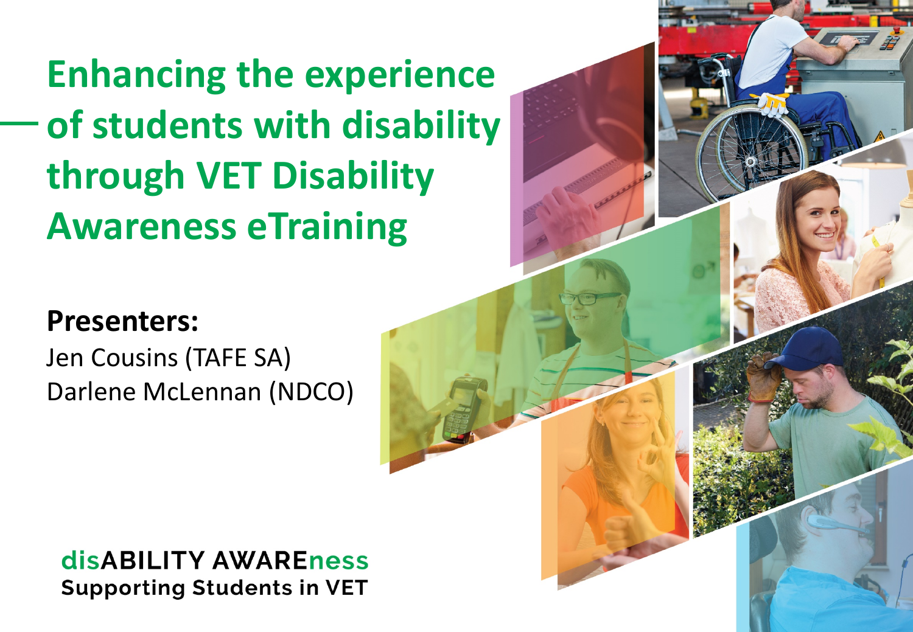# Enhancing the experience of students with disability through VET Disability Awareness eTraining

**Presenters:**

Jen Cousins (TAFE SA)

Darlene McLennan (NDCO)

**disABILITY AWAREness**
**Supporting Students in VET**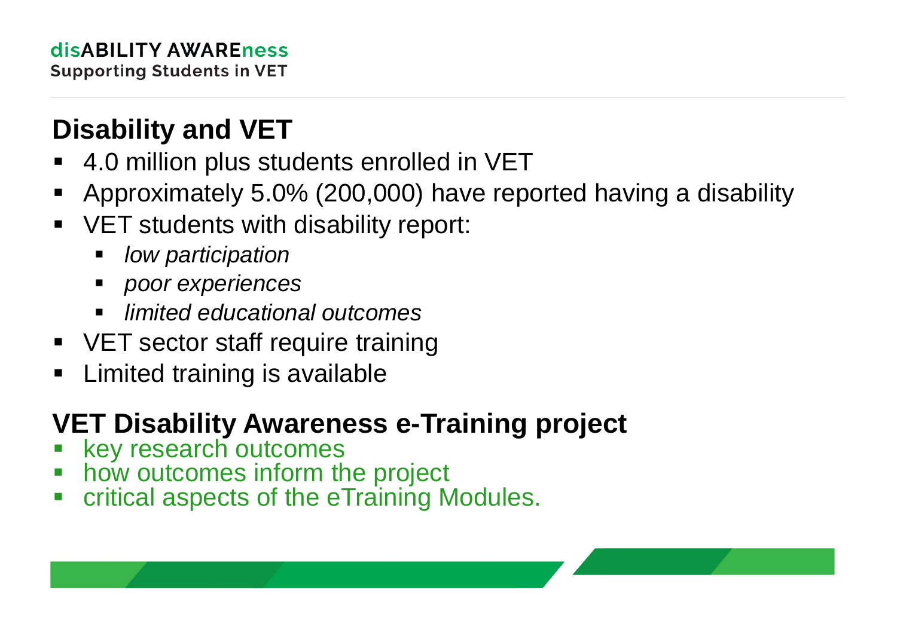## Disability and VET

- 4.0 million plus students enrolled in VET
- Approximately 5.0% (200,000) have reported having a disability
- VET students with disability report:
  - *low participation*
  - *poor experiences*
  - *limited educational outcomes*
- VET sector staff require training
- Limited training is available

## VET Disability Awareness e-Training project

- key research outcomes
- how outcomes inform the project
- critical aspects of the eTraining Modules.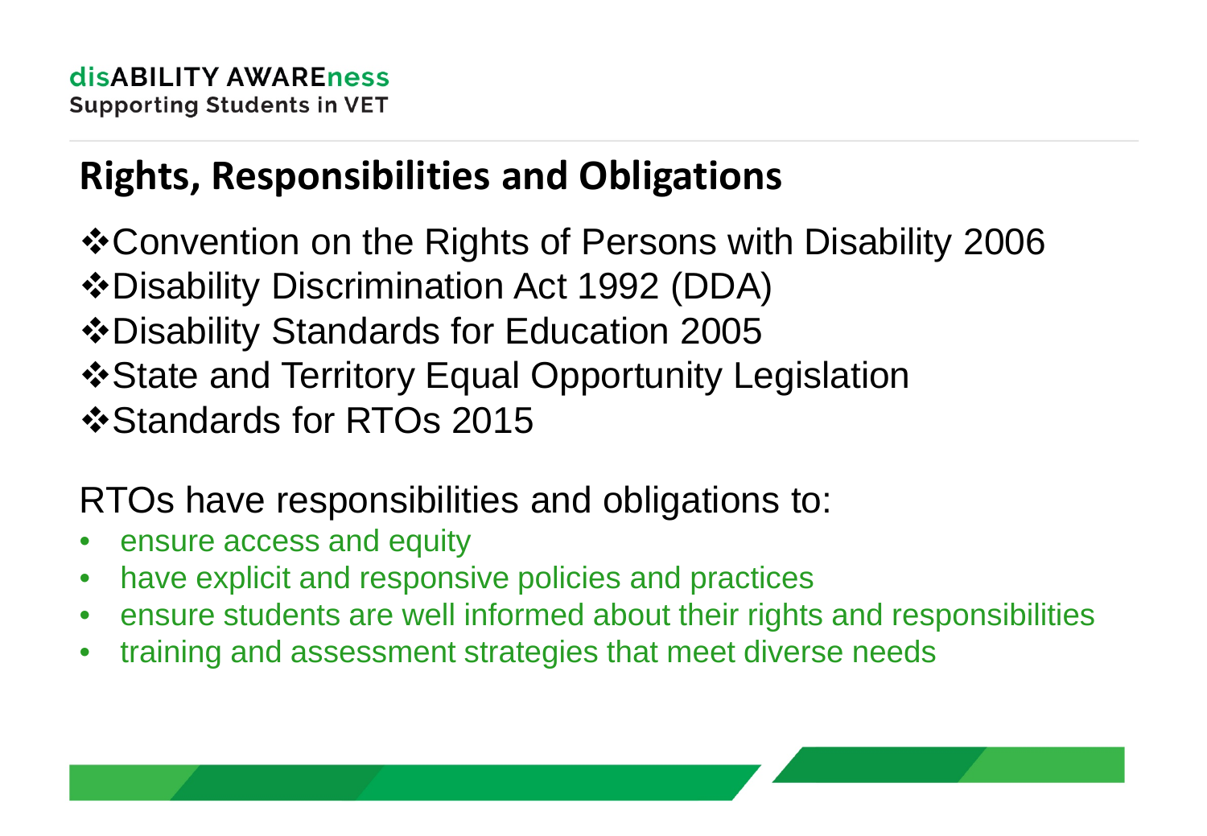## Rights, Responsibilities and Obligations

- ❖Convention on the Rights of Persons with Disability 2006
- ❖Disability Discrimination Act 1992 (DDA)
- ❖Disability Standards for Education 2005
- ❖State and Territory Equal Opportunity Legislation
- ❖Standards for RTOs 2015

RTOs have responsibilities and obligations to:

- ensure access and equity
- have explicit and responsive policies and practices
- ensure students are well informed about their rights and responsibilities
- training and assessment strategies that meet diverse needs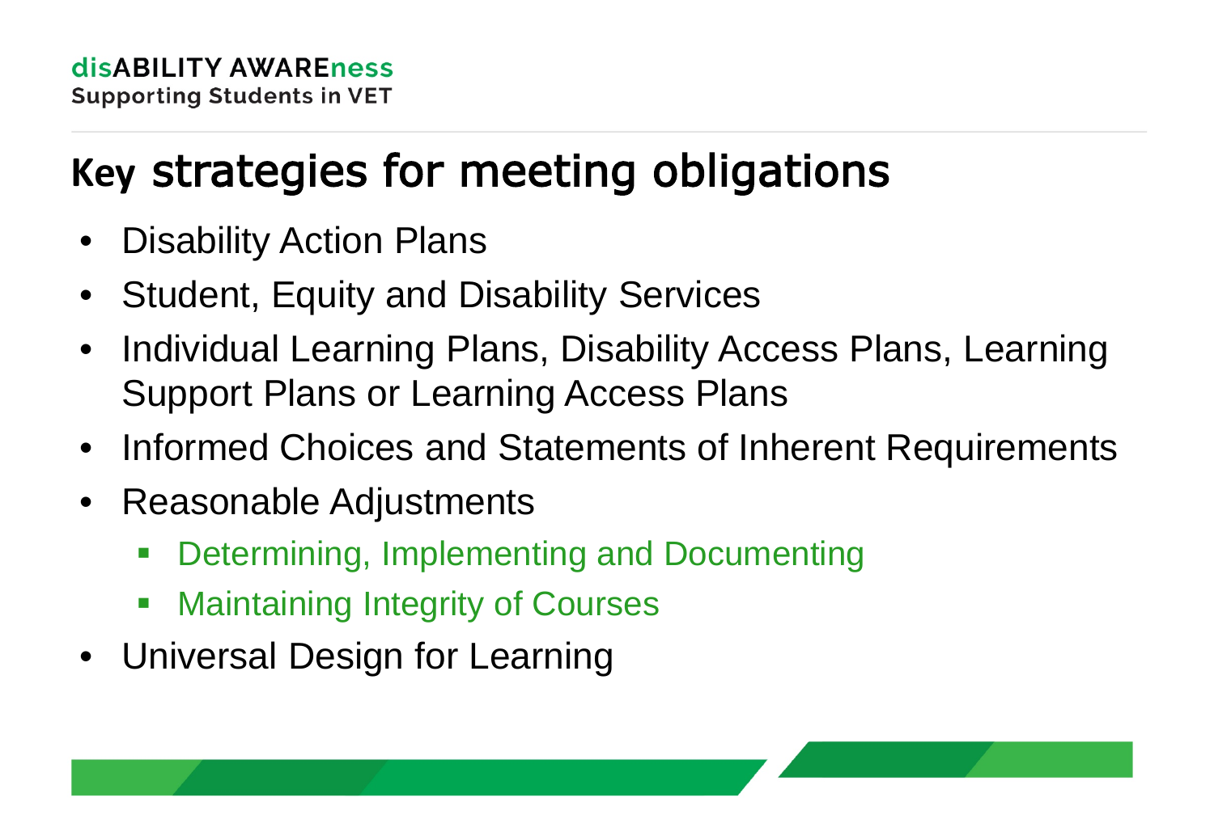# Key strategies for meeting obligations

- Disability Action Plans
- Student, Equity and Disability Services
- Individual Learning Plans, Disability Access Plans, Learning Support Plans or Learning Access Plans
- Informed Choices and Statements of Inherent Requirements
- Reasonable Adjustments
  - Determining, Implementing and Documenting
  - Maintaining Integrity of Courses
- Universal Design for Learning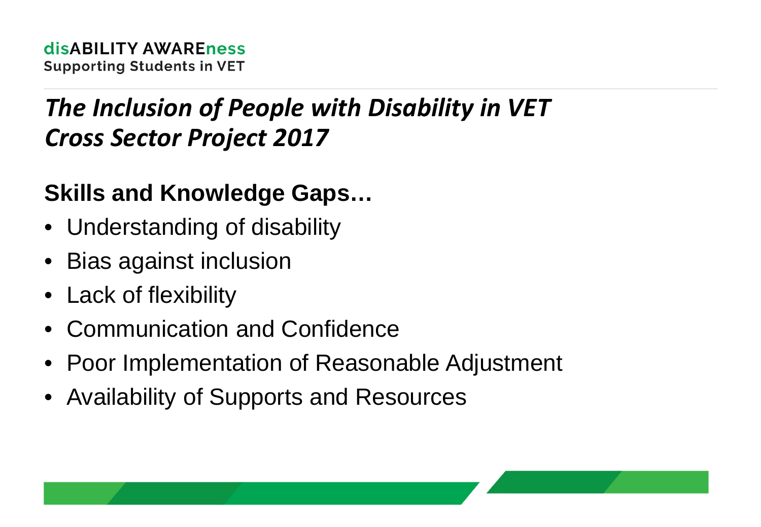# *The Inclusion of People with Disability in VET Cross Sector Project 2017*

## Skills and Knowledge Gaps…

- Understanding of disability
- Bias against inclusion
- Lack of flexibility
- Communication and Confidence
- Poor Implementation of Reasonable Adjustment
- Availability of Supports and Resources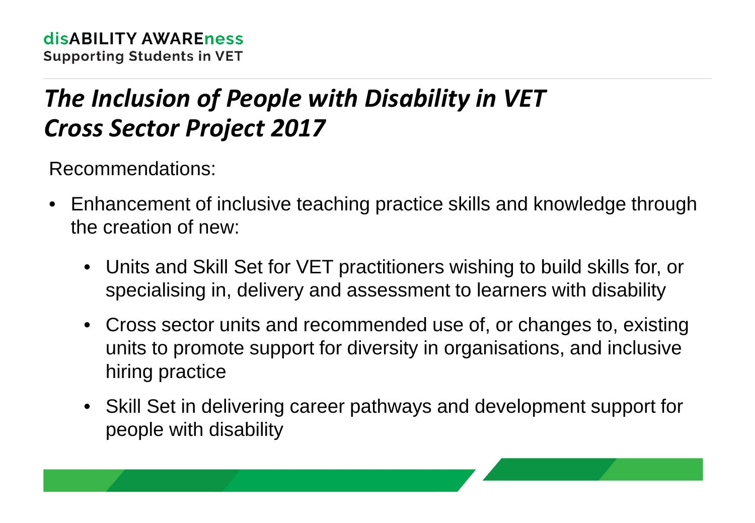# *The Inclusion of People with Disability in VET Cross Sector Project 2017*

Recommendations:

- Enhancement of inclusive teaching practice skills and knowledge through the creation of new:
  - Units and Skill Set for VET practitioners wishing to build skills for, or specialising in, delivery and assessment to learners with disability
  - Cross sector units and recommended use of, or changes to, existing units to promote support for diversity in organisations, and inclusive hiring practice
  - Skill Set in delivering career pathways and development support for people with disability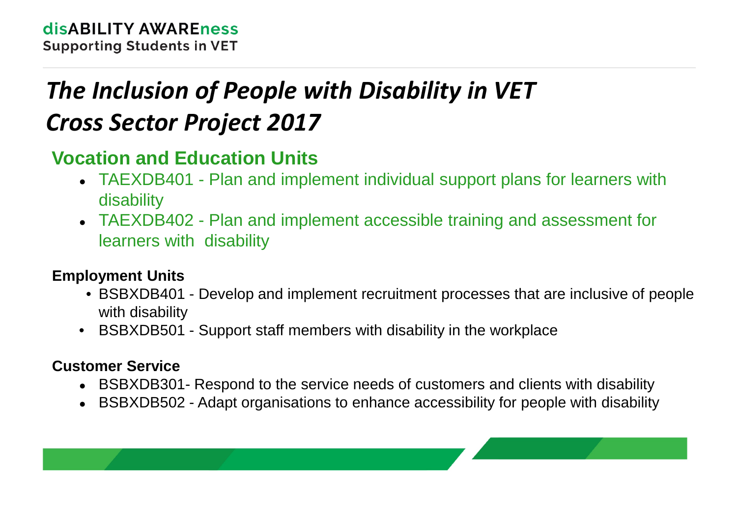# *The Inclusion of People with Disability in VET Cross Sector Project 2017*

## Vocation and Education Units

- TAEXDB401 - Plan and implement individual support plans for learners with disability
- TAEXDB402 - Plan and implement accessible training and assessment for learners with disability

### Employment Units

- BSBXDB401 - Develop and implement recruitment processes that are inclusive of people with disability
- BSBXDB501 - Support staff members with disability in the workplace

### Customer Service

- BSBXDB301- Respond to the service needs of customers and clients with disability
- BSBXDB502 - Adapt organisations to enhance accessibility for people with disability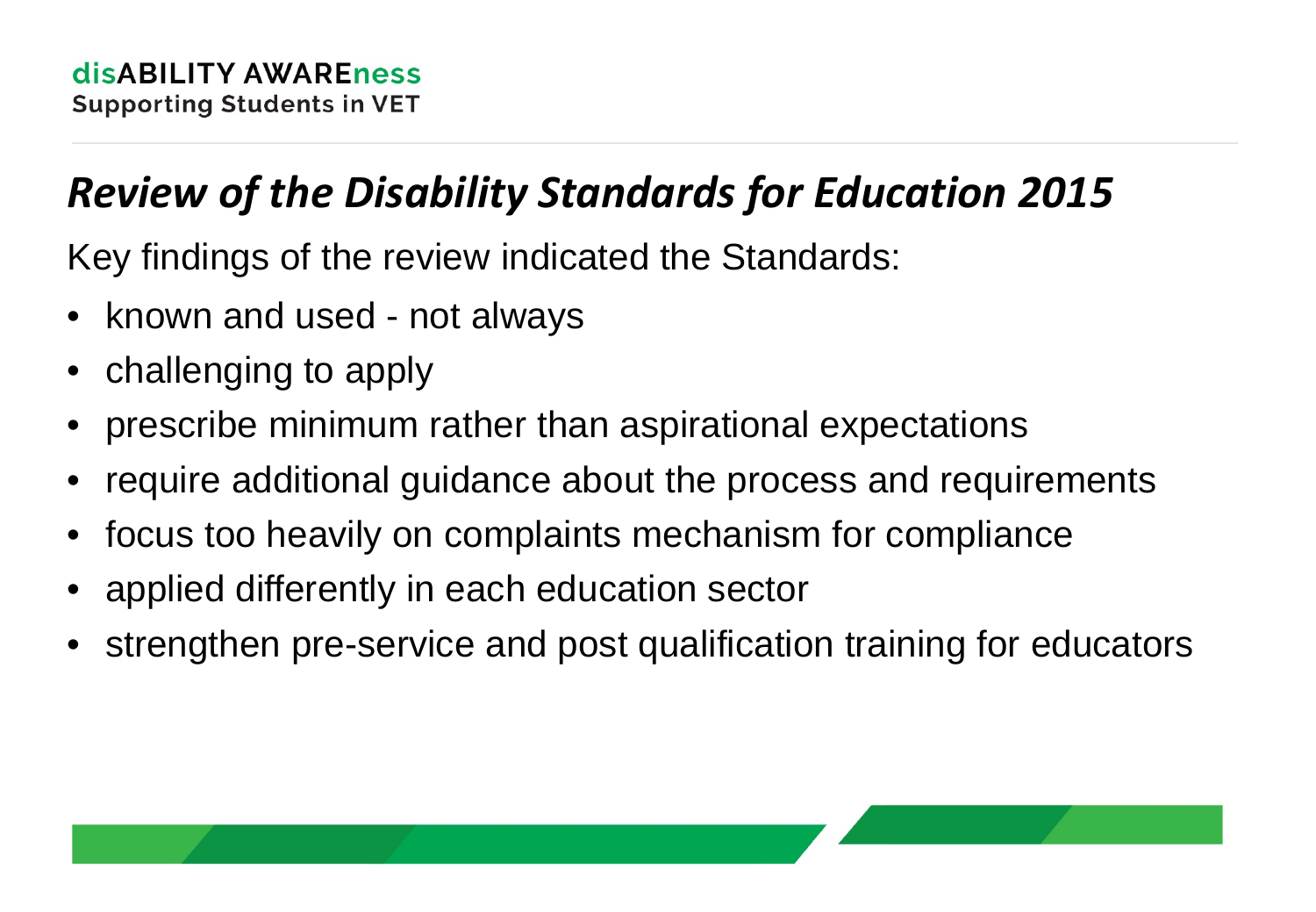## *Review of the Disability Standards for Education 2015*

Key findings of the review indicated the Standards:

- known and used - not always
- challenging to apply
- prescribe minimum rather than aspirational expectations
- require additional guidance about the process and requirements
- focus too heavily on complaints mechanism for compliance
- applied differently in each education sector
- strengthen pre-service and post qualification training for educators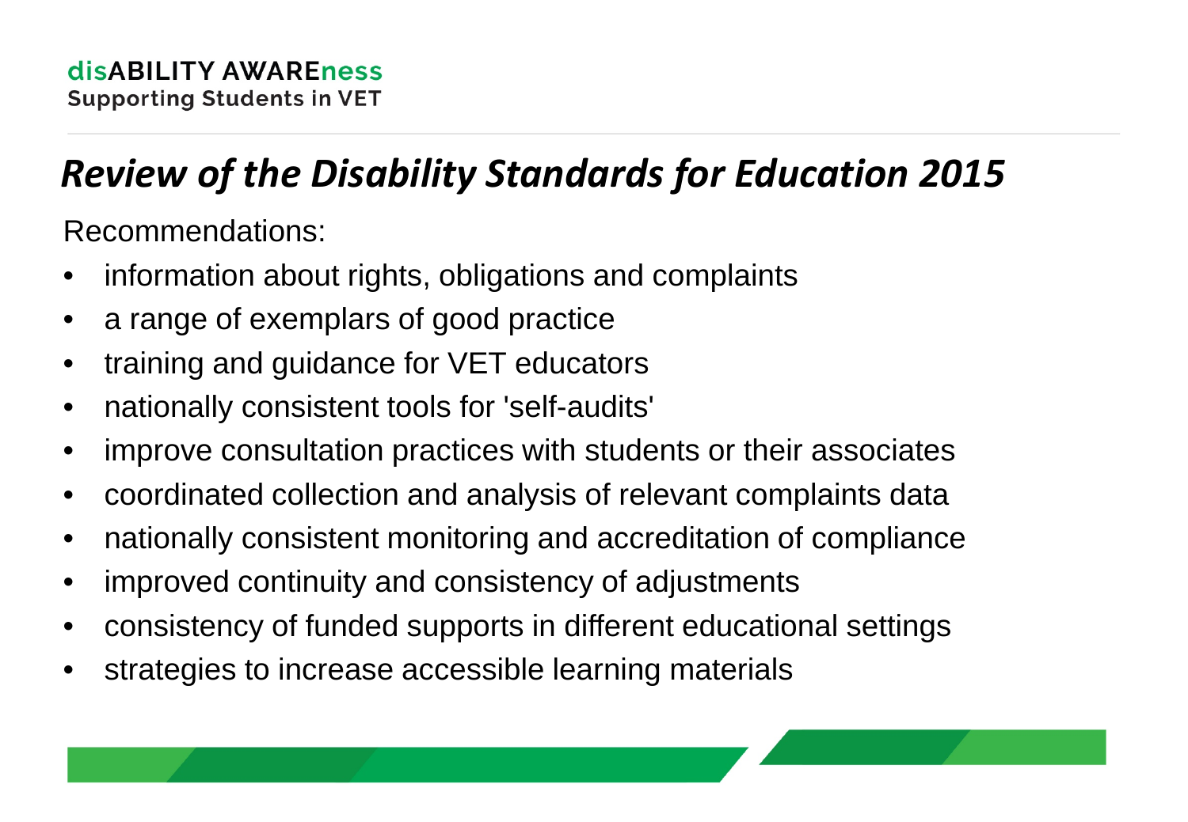# *Review of the Disability Standards for Education 2015*

Recommendations:

- information about rights, obligations and complaints
- a range of exemplars of good practice
- training and guidance for VET educators
- nationally consistent tools for 'self-audits'
- improve consultation practices with students or their associates
- coordinated collection and analysis of relevant complaints data
- nationally consistent monitoring and accreditation of compliance
- improved continuity and consistency of adjustments
- consistency of funded supports in different educational settings
- strategies to increase accessible learning materials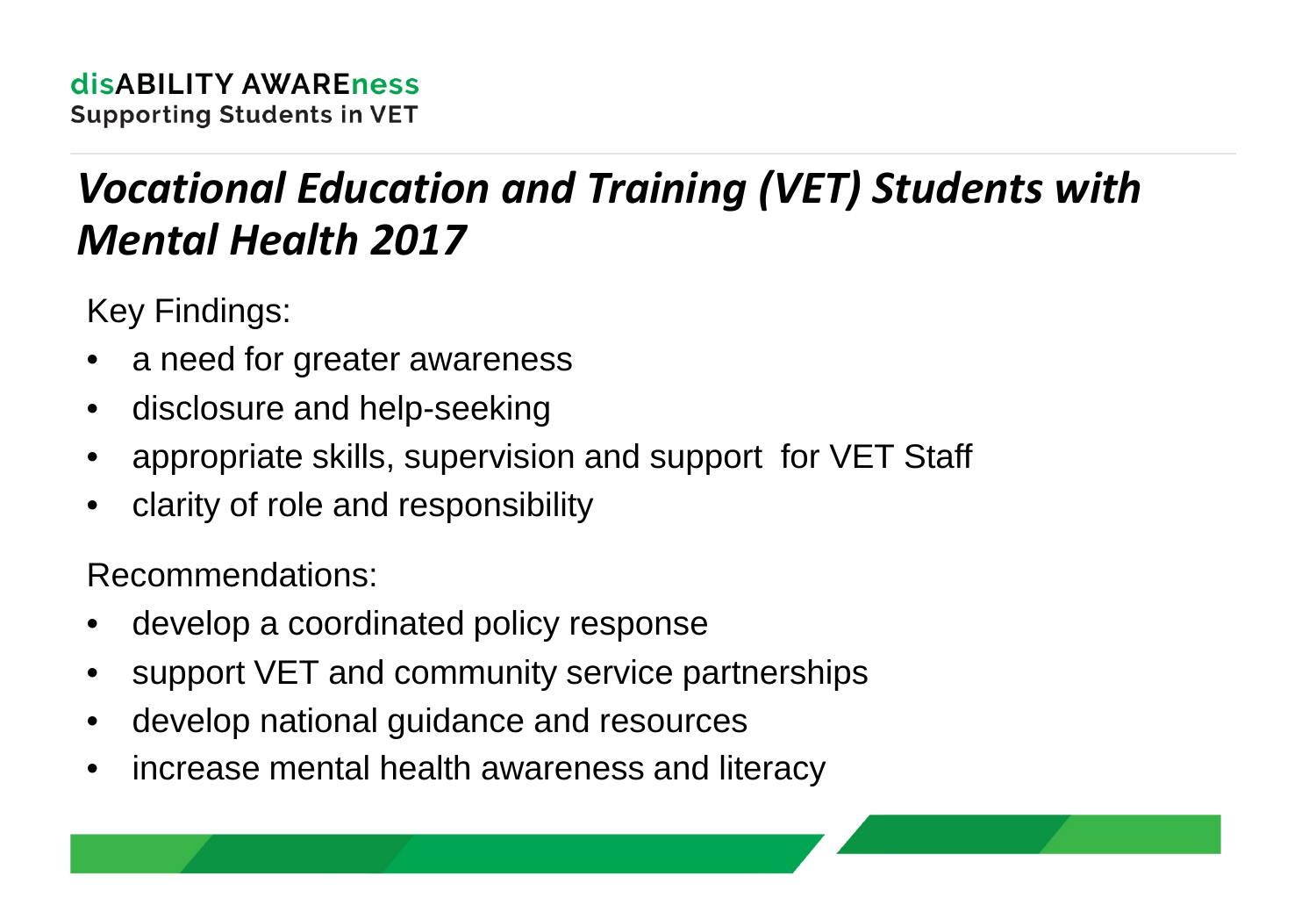# *Vocational Education and Training (VET) Students with Mental Health 2017*

Key Findings:

- a need for greater awareness
- disclosure and help-seeking
- appropriate skills, supervision and support for VET Staff
- clarity of role and responsibility

Recommendations:

- develop a coordinated policy response
- support VET and community service partnerships
- develop national guidance and resources
- increase mental health awareness and literacy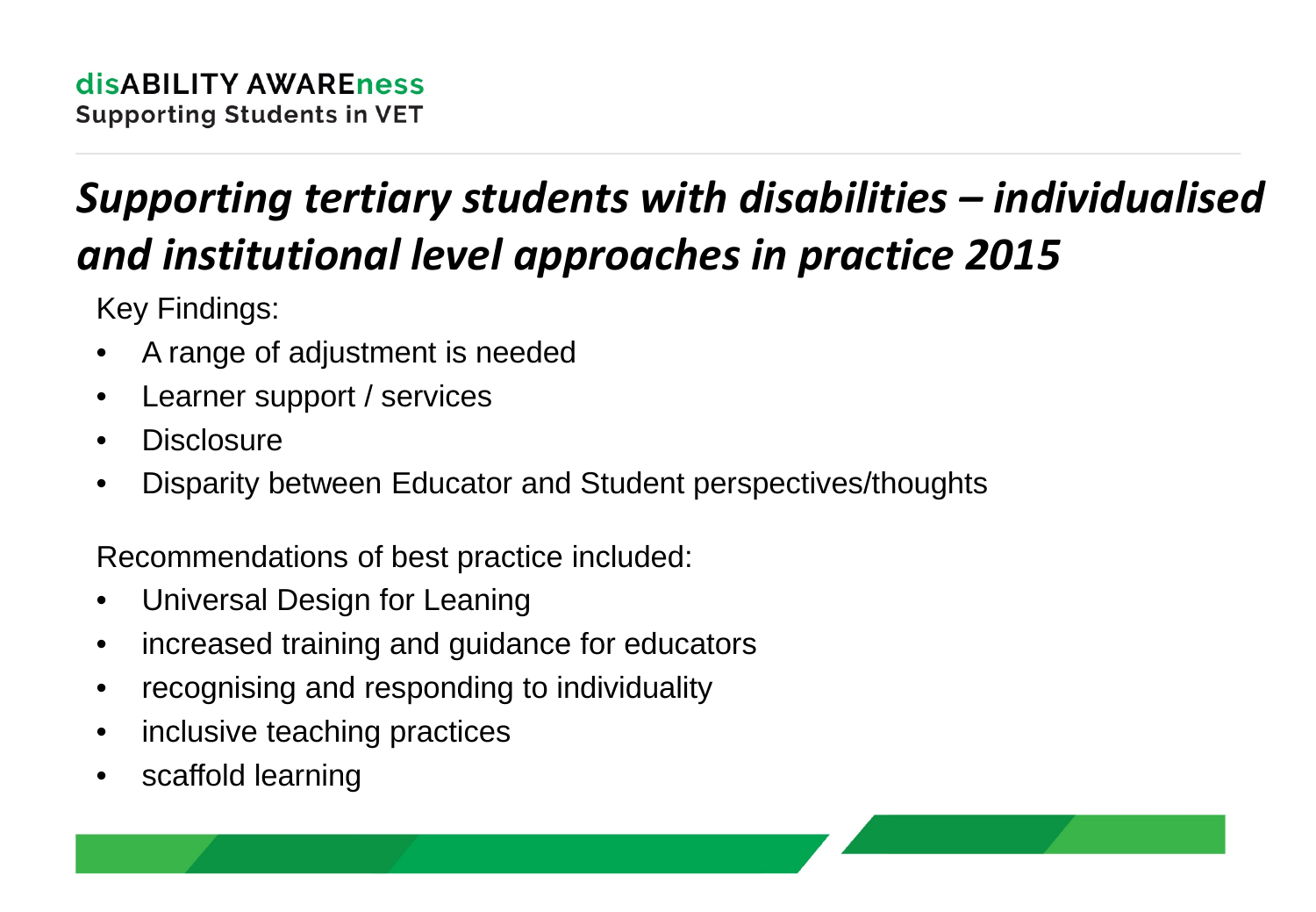## *Supporting tertiary students with disabilities – individualised and institutional level approaches in practice 2015*

Key Findings:

- A range of adjustment is needed
- Learner support / services
- Disclosure
- Disparity between Educator and Student perspectives/thoughts

Recommendations of best practice included:

- Universal Design for Leaning
- increased training and guidance for educators
- recognising and responding to individuality
- inclusive teaching practices
- scaffold learning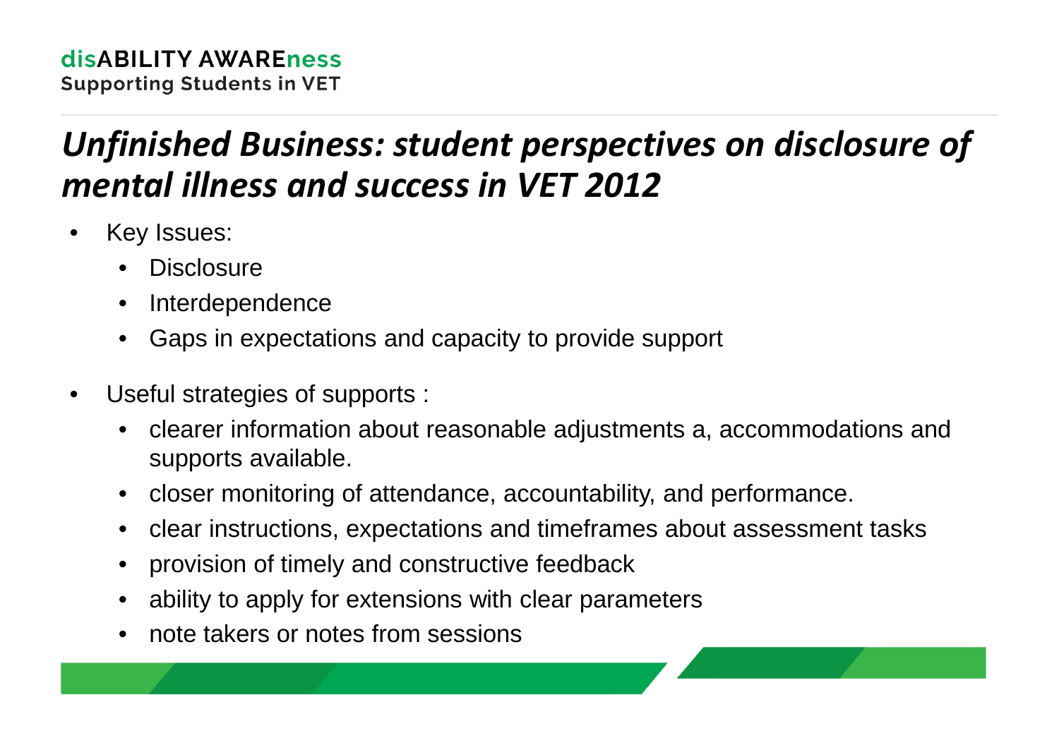# *Unfinished Business: student perspectives on disclosure of mental illness and success in VET 2012*

- Key Issues:
  - Disclosure
  - Interdependence
  - Gaps in expectations and capacity to provide support
- Useful strategies of supports :
  - clearer information about reasonable adjustments a, accommodations and supports available.
  - closer monitoring of attendance, accountability, and performance.
  - clear instructions, expectations and timeframes about assessment tasks
  - provision of timely and constructive feedback
  - ability to apply for extensions with clear parameters
  - note takers or notes from sessions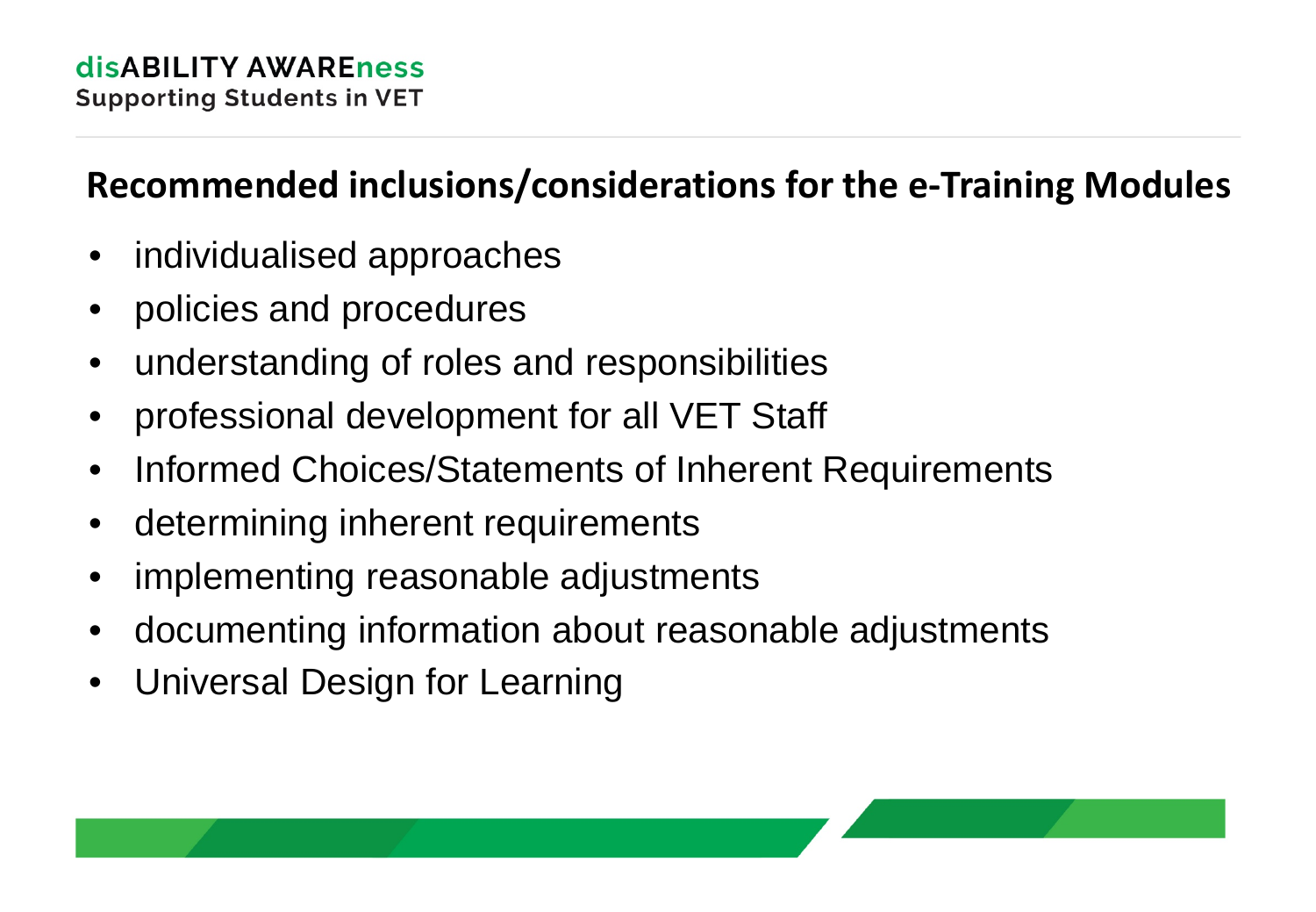## Recommended inclusions/considerations for the e-Training Modules

- individualised approaches
- policies and procedures
- understanding of roles and responsibilities
- professional development for all VET Staff
- Informed Choices/Statements of Inherent Requirements
- determining inherent requirements
- implementing reasonable adjustments
- documenting information about reasonable adjustments
- Universal Design for Learning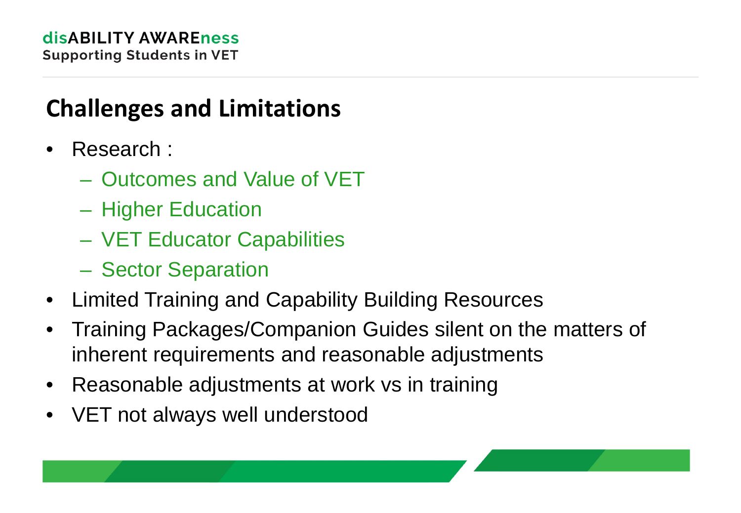## Challenges and Limitations

- Research :
  - Outcomes and Value of VET
  - Higher Education
  - VET Educator Capabilities
  - Sector Separation
- Limited Training and Capability Building Resources
- Training Packages/Companion Guides silent on the matters of inherent requirements and reasonable adjustments
- Reasonable adjustments at work vs in training
- VET not always well understood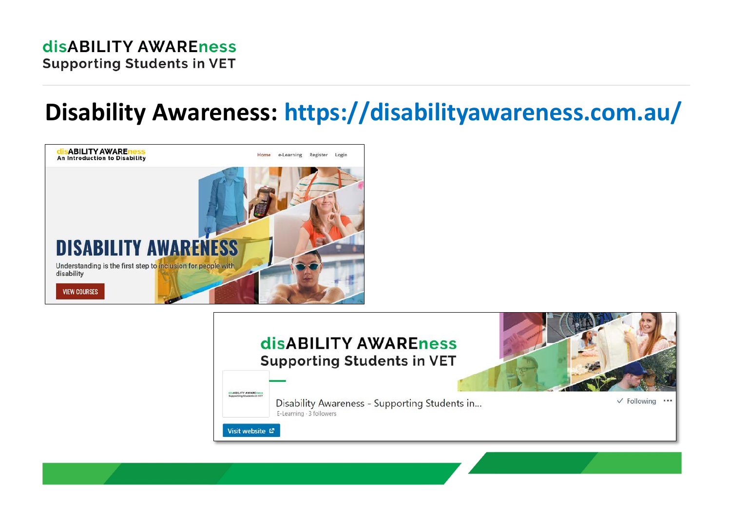# Disability Awareness: https://disabilityawareness.com.au/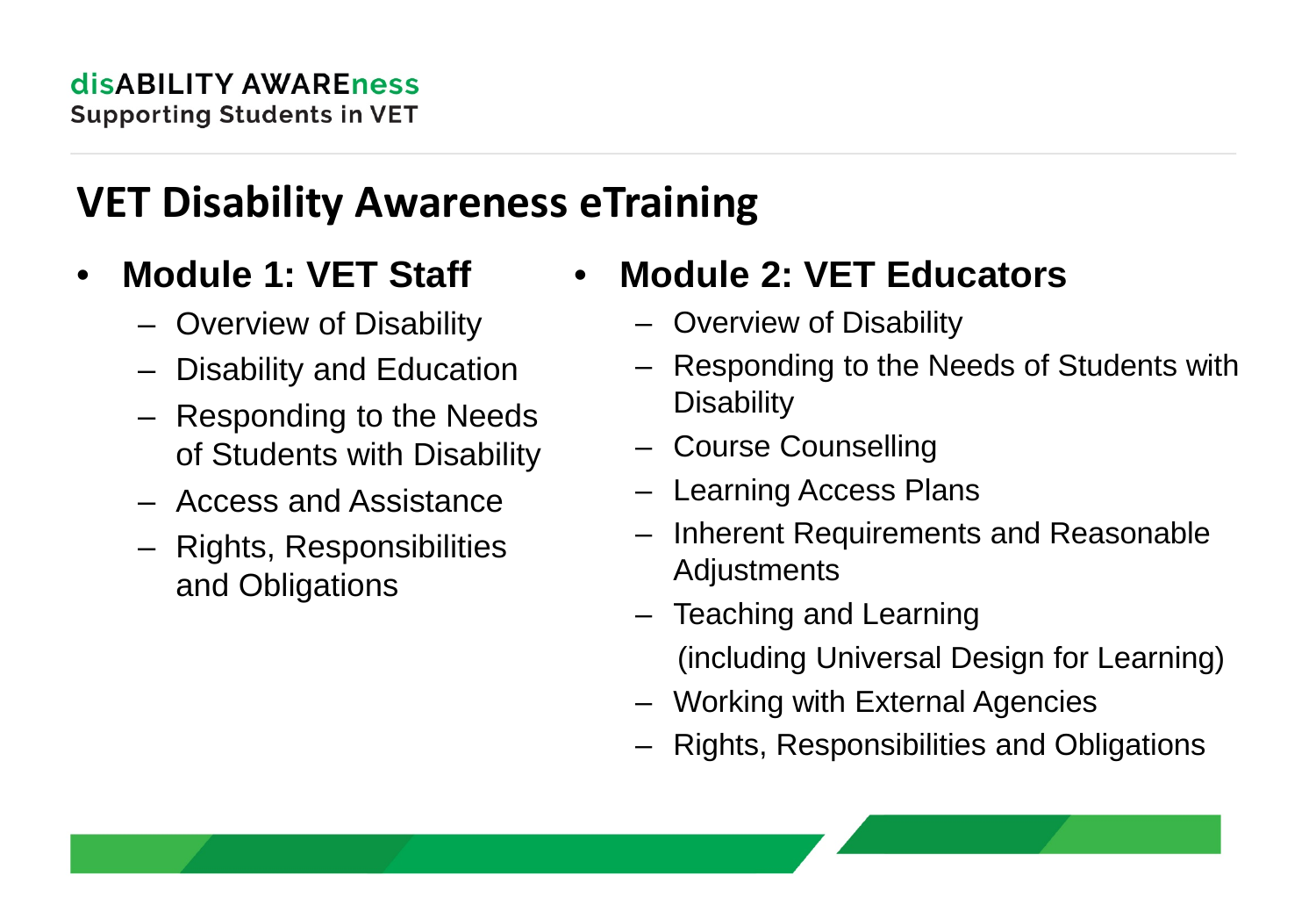# VET Disability Awareness eTraining

- **Module 1: VET Staff**
  - Overview of Disability
  - Disability and Education
  - Responding to the Needs of Students with Disability
  - Access and Assistance
  - Rights, Responsibilities and Obligations

- **Module 2: VET Educators**
  - Overview of Disability
  - Responding to the Needs of Students with Disability
  - Course Counselling
  - Learning Access Plans
  - Inherent Requirements and Reasonable Adjustments
  - Teaching and Learning (including Universal Design for Learning)
  - Working with External Agencies
  - Rights, Responsibilities and Obligations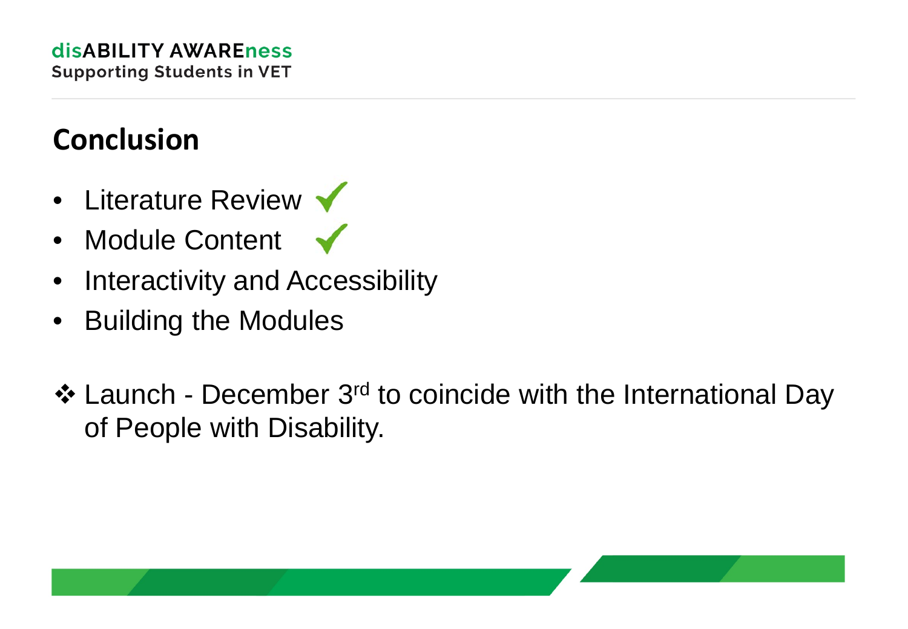## Conclusion

- Literature Review ✓
- Module Content ✓
- Interactivity and Accessibility
- Building the Modules

❖ Launch - December 3rd to coincide with the International Day of People with Disability.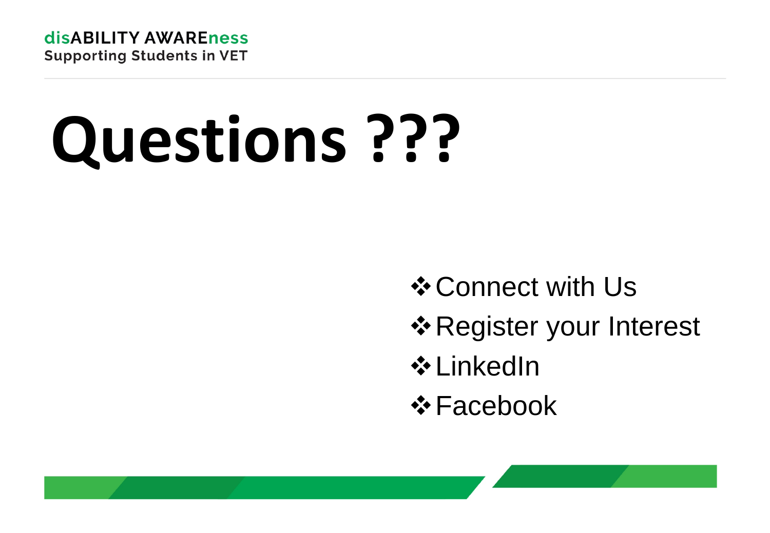# Questions ???

- Connect with Us
- Register your Interest
- LinkedIn
- Facebook